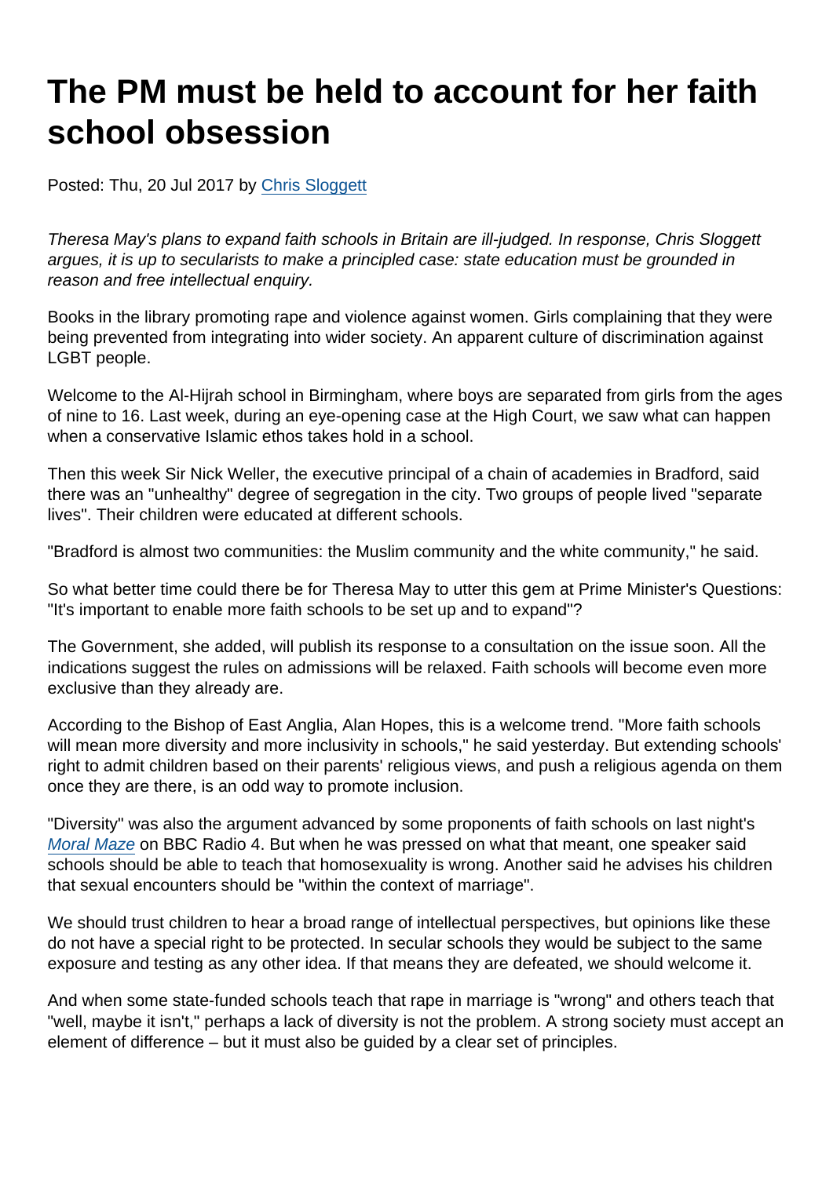# The PM must be held to account for her faith school obsession

Posted: Thu, 20 Jul 2017 by [Chris Sloggett]

*Theresa May's plans to expand faith schools in Britain are ill-judged. In response, Chris Sloggett argues, it is up to secularists to make a principled case: state education must be grounded in reason and free intellectual enquiry.*

Books in the library promoting rape and violence against women. Girls complaining that they were being prevented from integrating into wider society. An apparent culture of discrimination against LGBT people.

Welcome to the Al-Hijrah school in Birmingham, where boys are separated from girls from the ages of nine to 16. Last week, during an eye-opening case at the High Court, we saw what can happen when a conservative Islamic ethos takes hold in a school.

Then this week Sir Nick Weller, the executive principal of a chain of academies in Bradford, said there was an "unhealthy" degree of segregation in the city. Two groups of people lived "separate lives". Their children were educated at different schools.

"Bradford is almost two communities: the Muslim community and the white community," he said.

So what better time could there be for Theresa May to utter this gem at Prime Minister's Questions: "It's important to enable more faith schools to be set up and to expand"?

The Government, she added, will publish its response to a consultation on the issue soon. All the indications suggest the rules on admissions will be relaxed. Faith schools will become even more exclusive than they already are.

According to the Bishop of East Anglia, Alan Hopes, this is a welcome trend. "More faith schools will mean more diversity and more inclusivity in schools," he said yesterday. But extending schools' right to admit children based on their parents' religious views, and push a religious agenda on them once they are there, is an odd way to promote inclusion.

"Diversity" was also the argument advanced by some proponents of faith schools on last night's [*Moral Maze*] on BBC Radio 4. But when he was pressed on what that meant, one speaker said schools should be able to teach that homosexuality is wrong. Another said he advises his children that sexual encounters should be "within the context of marriage".

We should trust children to hear a broad range of intellectual perspectives, but opinions like these do not have a special right to be protected. In secular schools they would be subject to the same exposure and testing as any other idea. If that means they are defeated, we should welcome it.

And when some state-funded schools teach that rape in marriage is "wrong" and others teach that "well, maybe it isn't," perhaps a lack of diversity is not the problem. A strong society must accept an element of difference – but it must also be guided by a clear set of principles.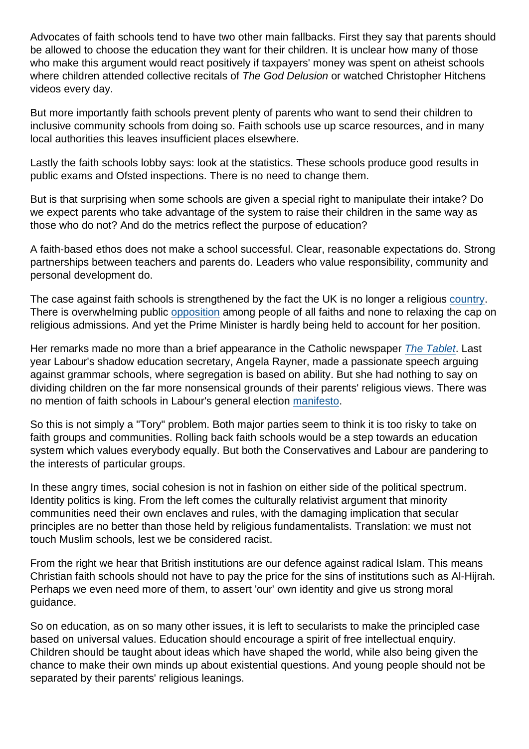Advocates of faith schools tend to have two other main fallbacks. First they say that parents should be allowed to choose the education they want for their children. It is unclear how many of those who make this argument would react positively if taxpayers' money was spent on atheist schools where children attended collective recitals of *The God Delusion* or watched Christopher Hitchens videos every day.

But more importantly faith schools prevent plenty of parents who want to send their children to inclusive community schools from doing so. Faith schools use up scarce resources, and in many local authorities this leaves insufficient places elsewhere.

Lastly the faith schools lobby says: look at the statistics. These schools produce good results in public exams and Ofsted inspections. There is no need to change them.

But is that surprising when some schools are given a special right to manipulate their intake? Do we expect parents who take advantage of the system to raise their children in the same way as those who do not? And do the metrics reflect the purpose of education?

A faith-based ethos does not make a school successful. Clear, reasonable expectations do. Strong partnerships between teachers and parents do. Leaders who value responsibility, community and personal development do.

The case against faith schools is strengthened by the fact the UK is no longer a religious country. There is overwhelming public opposition among people of all faiths and none to relaxing the cap on religious admissions. And yet the Prime Minister is hardly being held to account for her position.

Her remarks made no more than a brief appearance in the Catholic newspaper *The Tablet*. Last year Labour's shadow education secretary, Angela Rayner, made a passionate speech arguing against grammar schools, where segregation is based on ability. But she had nothing to say on dividing children on the far more nonsensical grounds of their parents' religious views. There was no mention of faith schools in Labour's general election manifesto.

So this is not simply a "Tory" problem. Both major parties seem to think it is too risky to take on faith groups and communities. Rolling back faith schools would be a step towards an education system which values everybody equally. But both the Conservatives and Labour are pandering to the interests of particular groups.

In these angry times, social cohesion is not in fashion on either side of the political spectrum. Identity politics is king. From the left comes the culturally relativist argument that minority communities need their own enclaves and rules, with the damaging implication that secular principles are no better than those held by religious fundamentalists. Translation: we must not touch Muslim schools, lest we be considered racist.

From the right we hear that British institutions are our defence against radical Islam. This means Christian faith schools should not have to pay the price for the sins of institutions such as Al-Hijrah. Perhaps we even need more of them, to assert 'our' own identity and give us strong moral guidance.

So on education, as on so many other issues, it is left to secularists to make the principled case based on universal values. Education should encourage a spirit of free intellectual enquiry. Children should be taught about ideas which have shaped the world, while also being given the chance to make their own minds up about existential questions. And young people should not be separated by their parents' religious leanings.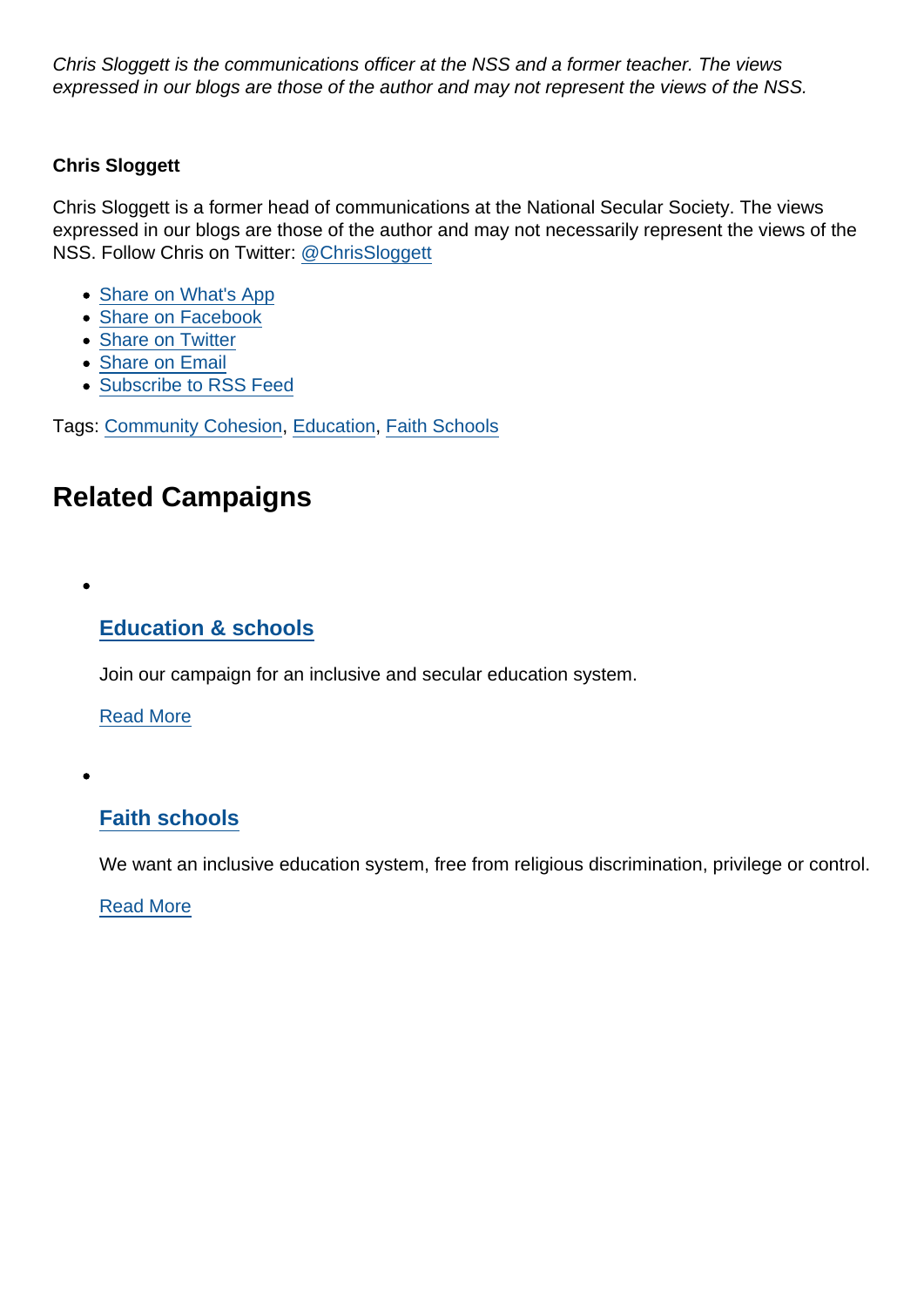*Chris Sloggett is the communications officer at the NSS and a former teacher. The views expressed in our blogs are those of the author and may not represent the views of the NSS.*

**Chris Sloggett**

Chris Sloggett is a former head of communications at the National Secular Society. The views expressed in our blogs are those of the author and may not necessarily represent the views of the NSS. Follow Chris on Twitter: @ChrisSloggett

- Share on What's App
- Share on Facebook
- Share on Twitter
- Share on Email
- Subscribe to RSS Feed

Tags: Community Cohesion, Education, Faith Schools

## Related Campaigns

- ### Education & schools

  Join our campaign for an inclusive and secular education system.

  Read More

- ### Faith schools

  We want an inclusive education system, free from religious discrimination, privilege or control.

  Read More